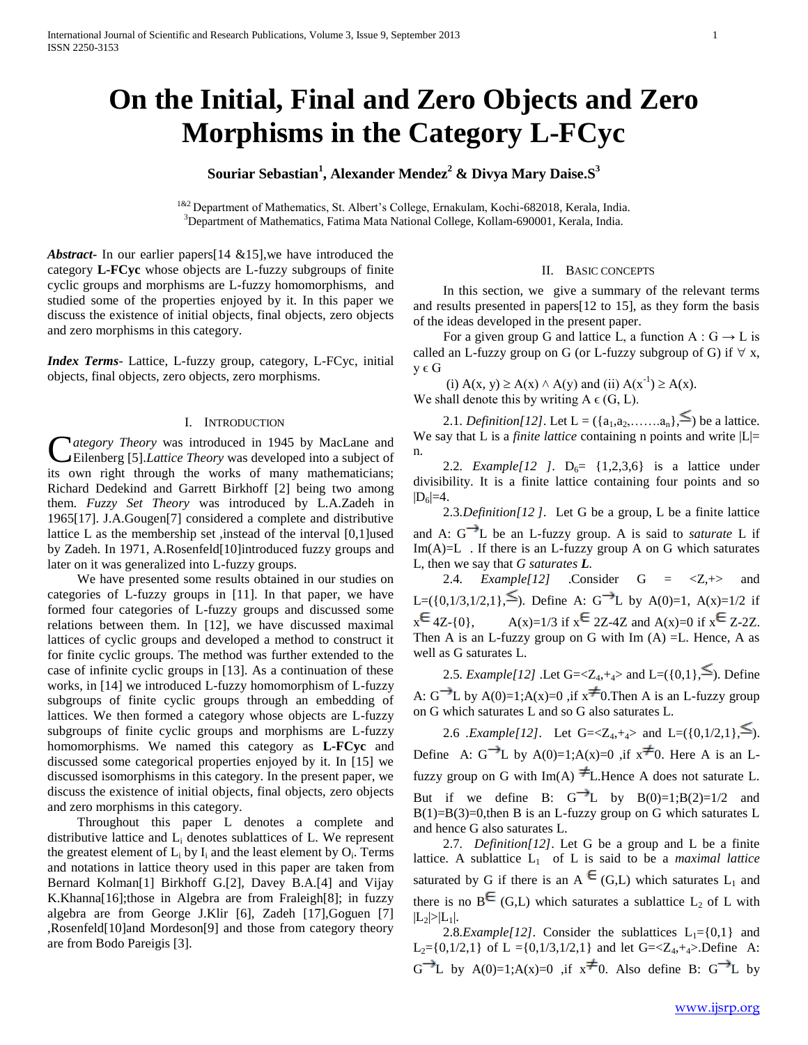# On the Initial, Final and Zero Objects and Zero Morphisms in the Category L-FCyc

**Souriar Sebastian[1], Alexander Mendez[2] & Divya Mary Daise.S[3]**

[1&2] Department of Mathematics, St. Albert's College, Ernakulam, Kochi-682018, Kerala, India.
[3]Department of Mathematics, Fatima Mata National College, Kollam-690001, Kerala, India.

***Abstract-*** In our earlier papers[14 &15],we have introduced the category **L-FCyc** whose objects are L-fuzzy subgroups of finite cyclic groups and morphisms are L-fuzzy homomorphisms, and studied some of the properties enjoyed by it. In this paper we discuss the existence of initial objects, final objects, zero objects and zero morphisms in this category.

***Index Terms-*** Lattice, L-fuzzy group, category, L-FCyc, initial objects, final objects, zero objects, zero morphisms.

## I. Introduction

*Category Theory* was introduced in 1945 by MacLane and Eilenberg [5].*Lattice Theory* was developed into a subject of its own right through the works of many mathematicians; Richard Dedekind and Garrett Birkhoff [2] being two among them. *Fuzzy Set Theory* was introduced by L.A.Zadeh in 1965[17]. J.A.Gougen[7] considered a complete and distributive lattice L as the membership set ,instead of the interval [0,1]used by Zadeh. In 1971, A.Rosenfeld[10]introduced fuzzy groups and later on it was generalized into L-fuzzy groups.

We have presented some results obtained in our studies on categories of L-fuzzy groups in [11]. In that paper, we have formed four categories of L-fuzzy groups and discussed some relations between them. In [12], we have discussed maximal lattices of cyclic groups and developed a method to construct it for finite cyclic groups. The method was further extended to the case of infinite cyclic groups in [13]. As a continuation of these works, in [14] we introduced L-fuzzy homomorphism of L-fuzzy subgroups of finite cyclic groups through an embedding of lattices. We then formed a category whose objects are L-fuzzy subgroups of finite cyclic groups and morphisms are L-fuzzy homomorphisms. We named this category as **L-FCyc** and discussed some categorical properties enjoyed by it. In [15] we discussed isomorphisms in this category. In the present paper, we discuss the existence of initial objects, final objects, zero objects and zero morphisms in this category.

Throughout this paper L denotes a complete and distributive lattice and $L_i$ denotes sublattices of L. We represent the greatest element of $L_i$ by $I_i$ and the least element by $O_i$. Terms and notations in lattice theory used in this paper are taken from Bernard Kolman[1] Birkhoff G.[2], Davey B.A.[4] and Vijay K.Khanna[16];those in Algebra are from Fraleigh[8]; in fuzzy algebra are from George J.Klir [6], Zadeh [17],Goguen [7] ,Rosenfeld[10]and Mordeson[9] and those from category theory are from Bodo Pareigis [3].

## II. Basic Concepts

In this section, we give a summary of the relevant terms and results presented in papers[12 to 15], as they form the basis of the ideas developed in the present paper.

For a given group G and lattice L, a function $A : G \to L$ is called an L-fuzzy group on G (or L-fuzzy subgroup of G) if $\forall$ x, y $\epsilon$ G

(i) $A(x, y) \geq A(x) \wedge A(y)$ and (ii) $A(x^{-1}) \geq A(x)$.

We shall denote this by writing A $\epsilon$ (G, L).

2.1. *Definition[12]*. Let $L = (\{a_1,a_2,\ldots\ldots a_n\},\leq)$ be a lattice. We say that L is a *finite lattice* containing n points and write $|L|= n$.

2.2. *Example[12 ]*. $D_6= \{1,2,3,6\}$ is a lattice under divisibility. It is a finite lattice containing four points and so $|D_6|=4$.

2.3.*Definition[12 ]*. Let G be a group, L be a finite lattice and A: $G \to L$ be an L-fuzzy group. A is said to *saturate* L if Im(A)=L . If there is an L-fuzzy group A on G which saturates L, then we say that *G saturates **L***.

2.4. *Example[12]* .Consider G = <Z,+> and $L=(\{0,1/3,1/2,1\},\leq)$. Define A: $G \to L$ by A(0)=1, A(x)=1/2 if $x \in 4Z-\{0\}$, A(x)=1/3 if $x \in 2Z-4Z$ and A(x)=0 if $x \in Z-2Z$. Then A is an L-fuzzy group on G with Im (A) =L. Hence, A as well as G saturates L.

2.5. *Example[12]* .Let G=<$Z_4$,$+_4$> and $L=(\{0,1\},\leq)$. Define A: $G \to L$ by A(0)=1;A(x)=0 ,if $x \neq 0$.Then A is an L-fuzzy group on G which saturates L and so G also saturates L.

2.6 .*Example[12]*. Let G=<$Z_4$,$+_4$> and $L=(\{0,1/2,1\},\leq)$. Define A: $G \to L$ by A(0)=1;A(x)=0 ,if $x \neq 0$. Here A is an L-fuzzy group on G with Im(A) $\neq$ L.Hence A does not saturate L. But if we define B: $G \to L$ by B(0)=1;B(2)=1/2 and B(1)=B(3)=0,then B is an L-fuzzy group on G which saturates L and hence G also saturates L.

2.7. *Definition[12]*. Let G be a group and L be a finite lattice. A sublattice $L_1$ of L is said to be a *maximal lattice* saturated by G if there is an A $\in$ (G,L) which saturates $L_1$ and there is no B$\in$ (G,L) which saturates a sublattice $L_2$ of L with $|L_2|>|L_1|$.

2.8.*Example[12]*. Consider the sublattices $L_1=\{0,1\}$ and $L_2=\{0,1/2,1\}$ of L ={0,1/3,1/2,1} and let G=<$Z_4$,$+_4$>.Define A: $G \to L$ by A(0)=1;A(x)=0 ,if $x \neq 0$. Also define B: $G \to L$ by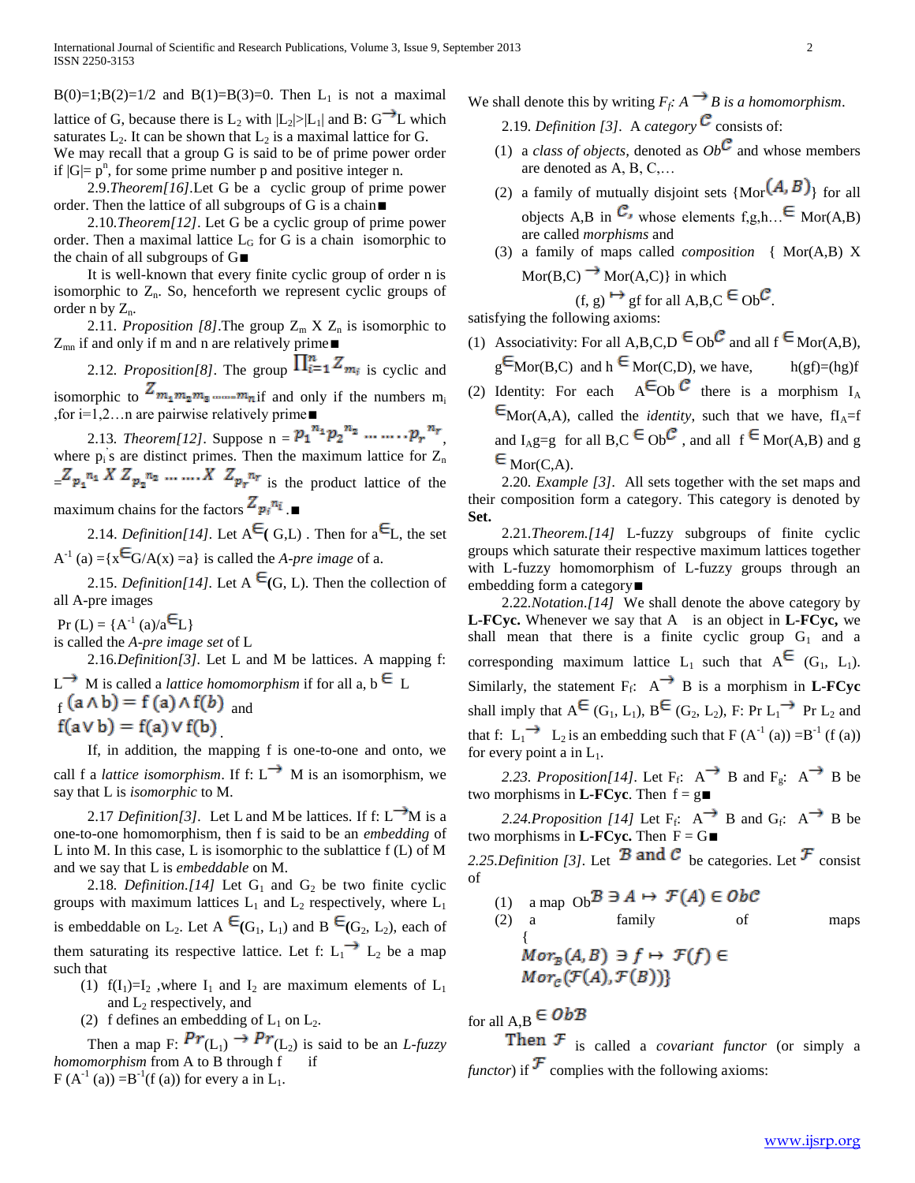B(0)=1;B(2)=1/2 and B(1)=B(3)=0. Then $L_1$ is not a maximal lattice of G, because there is $L_2$ with $|L_2|>|L_1|$ and B: G$\to$L which saturates $L_2$. It can be shown that $L_2$ is a maximal lattice for G.

We may recall that a group G is said to be of prime power order if $|G|= p^n$, for some prime number p and positive integer n.

2.9.*Theorem[16]*.Let G be a cyclic group of prime power order. Then the lattice of all subgroups of G is a chain■

2.10.*Theorem[12]*. Let G be a cyclic group of prime power order. Then a maximal lattice $L_G$ for G is a chain isomorphic to the chain of all subgroups of G■

It is well-known that every finite cyclic group of order n is isomorphic to $Z_n$. So, henceforth we represent cyclic groups of order n by $Z_n$.

2.11. *Proposition [8]*.The group $Z_m$ X $Z_n$ is isomorphic to $Z_{mn}$ if and only if m and n are relatively prime■

2.12. *Proposition[8]*. The group $\prod_{i=1}^{n} Z_{m_i}$ is cyclic and isomorphic to $Z_{m_1 m_2 m_3 \ldots\ldots m_n}$ if and only if the numbers $m_i$ ,for i=1,2…n are pairwise relatively prime■

2.13. *Theorem[12]*. Suppose n = $p_1^{n_1} p_2^{n_2} \ldots \ldots . p_r^{n_r}$, where $p_i$'s are distinct primes. Then the maximum lattice for $Z_n$ =$Z_{p_1^{n_1}}$ X $Z_{p_2^{n_2}} \ldots \ldots$ X $Z_{p_r^{n_r}}$ is the product lattice of the maximum chains for the factors $Z_{p_i^{n_i}}$ .■

2.14. *Definition[14]*. Let A$\in$( G,L) . Then for a$\in$L, the set $A^{-1}$ (a) ={x$\in$G/A(x) =a} is called the *A-pre image* of a.

2.15. *Definition[14]*. Let A $\in$(G, L). Then the collection of all A-pre images

Pr (L) = {$A^{-1}$ (a)/a$\in$L}

is called the *A-pre image set* of L

2.16.*Definition[3]*. Let L and M be lattices. A mapping f: L$\to$ M is called a *lattice homomorphism* if for all a, b $\in$ L

f $(a \wedge b) = f(a) \wedge f(b)$ and

$f(a \vee b) = f(a) \vee f(b)$.

If, in addition, the mapping f is one-to-one and onto, we call f a *lattice isomorphism*. If f: L$\to$ M is an isomorphism, we say that L is *isomorphic* to M.

2.17 *Definition[3]*. Let L and M be lattices. If f: L$\to$M is a one-to-one homomorphism, then f is said to be an *embedding* of L into M. In this case, L is isomorphic to the sublattice f (L) of M and we say that L is *embeddable* on M.

2.18. *Definition.[14]* Let $G_1$ and $G_2$ be two finite cyclic groups with maximum lattices $L_1$ and $L_2$ respectively, where $L_1$ is embeddable on $L_2$. Let A $\in$($G_1$, $L_1$) and B $\in$($G_2$, $L_2$), each of them saturating its respective lattice. Let f: $L_1$$\to$ $L_2$ be a map such that

1. $f(I_1)=I_2$ ,where $I_1$ and $I_2$ are maximum elements of $L_1$ and $L_2$ respectively, and
2. f defines an embedding of $L_1$ on $L_2$.

Then a map F: $Pr(L_1) \to Pr(L_2)$ is said to be an *L-fuzzy homomorphism* from A to B through f if

F ($A^{-1}$ (a)) =$B^{-1}$(f (a)) for every a in $L_1$.

We shall denote this by writing $F_f$*: A* $\to$ *B is a homomorphism*.

2.19. *Definition [3]*. A *category* $\mathcal{C}$ consists of:

1. a *class of objects,* denoted as *Ob*$\mathcal{C}$ and whose members are denoted as A, B, C,…
2. a family of mutually disjoint sets {Mor$(A, B)$} for all objects A,B in $\mathcal{C}$, whose elements f,g,h…$\in$ Mor(A,B) are called *morphisms* and
3. a family of maps called *composition* { Mor(A,B) X Mor(B,C) $\to$ Mor(A,C)} in which

(f, g) $\mapsto$ gf for all A,B,C $\in$ Ob$\mathcal{C}$.

satisfying the following axioms:

1. Associativity: For all A,B,C,D $\in$ Ob$\mathcal{C}$ and all f $\in$ Mor(A,B), g$\in$Mor(B,C) and h $\in$ Mor(C,D), we have, h(gf)=(hg)f
2. Identity: For each A$\in$Ob $\mathcal{C}$ there is a morphism $I_A$ $\in$Mor(A,A), called the *identity*, such that we have, $fI_A$=f and $I_A$g=g for all B,C $\in$ Ob$\mathcal{C}$ , and all f $\in$ Mor(A,B) and g $\in$ Mor(C,A).

2.20. *Example [3]*. All sets together with the set maps and their composition form a category. This category is denoted by **Set.**

2.21.*Theorem.[14]* L-fuzzy subgroups of finite cyclic groups which saturate their respective maximum lattices together with L-fuzzy homomorphism of L-fuzzy groups through an embedding form a category■

2.22.*Notation.[14]* We shall denote the above category by **L-FCyc.** Whenever we say that A is an object in **L-FCyc,** we shall mean that there is a finite cyclic group $G_1$ and a corresponding maximum lattice $L_1$ such that A$\in$ ($G_1$, $L_1$). Similarly, the statement $F_f$: A$\to$ B is a morphism in **L-FCyc** shall imply that A$\in$ ($G_1$, $L_1$), B$\in$ ($G_2$, $L_2$), F: Pr $L_1$$\to$ Pr $L_2$ and that f: $L_1$$\to$ $L_2$ is an embedding such that F ($A^{-1}$ (a)) =$B^{-1}$ (f (a)) for every point a in $L_1$.

*2.23. Proposition[14]*. Let $F_f$: A$\to$ B and $F_g$: A$\to$ B be two morphisms in **L-FCyc**. Then f = g■

*2.24.Proposition [14]* Let $F_f$: A$\to$ B and $G_f$: A$\to$ B be two morphisms in **L-FCyc.** Then F = G■

*2.25.Definition [3]*. Let $\mathcal{B}$ and $\mathcal{C}$ be categories. Let $\mathcal{F}$ consist of

1. a map Ob$\mathcal{B} \ni A \mapsto \mathcal{F}(A) \in Ob\mathcal{C}$
2. a family of maps $\{ Mor_{\mathcal{B}}(A,B) \ni f \mapsto \mathcal{F}(f) \in Mor_{\mathcal{C}}(\mathcal{F}(A), \mathcal{F}(B))\}$

for all A,B $\in Ob\mathcal{B}$

Then $\mathcal{F}$ is called a *covariant functor* (or simply a *functor*) if $\mathcal{F}$ complies with the following axioms: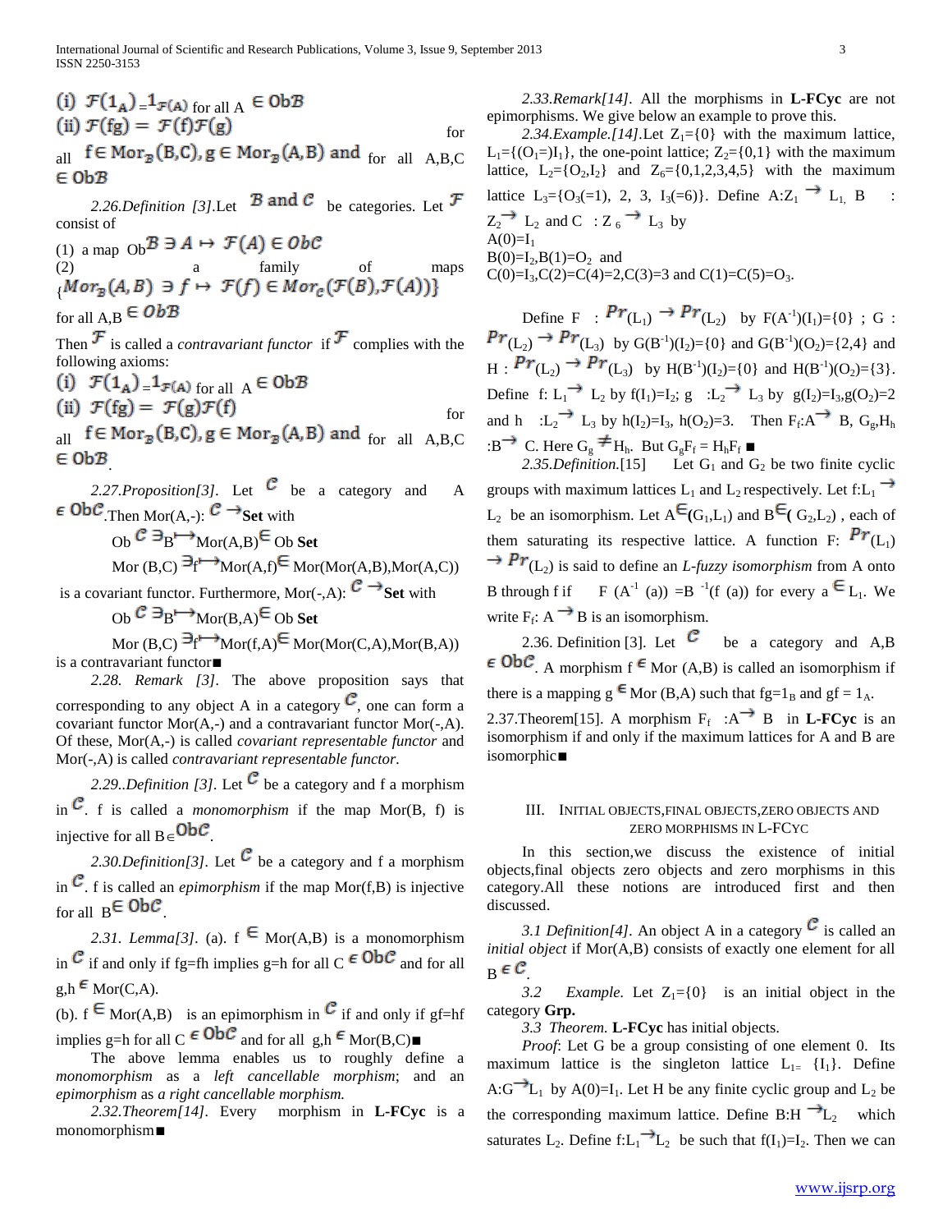(i) $\mathcal{F}(1_A) = 1_{\mathcal{F}(A)}$ for all $A \in \mathrm{Ob}\mathcal{B}$

(ii) $\mathcal{F}(fg) = \mathcal{F}(f)\mathcal{F}(g)$ for all $f \in \mathrm{Mor}_{\mathcal{B}}(B,C), g \in \mathrm{Mor}_{\mathcal{B}}(A,B)$ and for all $A,B,C \in \mathrm{Ob}\mathcal{B}$

*2.26.Definition [3]*.Let $\mathcal{B}$ and $\mathcal{C}$ be categories. Let $\mathcal{F}$ consist of

(1) a map $\mathrm{Ob}\mathcal{B} \ni A \mapsto \mathcal{F}(A) \in \mathrm{Ob}\mathcal{C}$

(2) a family of maps $\{Mor_{\mathcal{B}}(A,B) \ni f \mapsto \mathcal{F}(f) \in Mor_{\mathcal{C}}(\mathcal{F}(B),\mathcal{F}(A))\}$ for all $A,B \in \mathrm{Ob}\mathcal{B}$

Then $\mathcal{F}$ is called a *contravariant functor* if $\mathcal{F}$ complies with the following axioms:

(i) $\mathcal{F}(1_A) = 1_{\mathcal{F}(A)}$ for all $A \in \mathrm{Ob}\mathcal{B}$

(ii) $\mathcal{F}(fg) = \mathcal{F}(g)\mathcal{F}(f)$ for all $f \in \mathrm{Mor}_{\mathcal{B}}(B,C), g \in \mathrm{Mor}_{\mathcal{B}}(A,B)$ and for all $A,B,C \in \mathrm{Ob}\mathcal{B}$.

*2.27.Proposition[3]*. Let $\mathcal{C}$ be a category and $A \in \mathrm{Ob}\mathcal{C}$.Then Mor(A,-): $\mathcal{C} \rightarrow$ **Set** with

$\mathrm{Ob}\,\mathcal{C} \ni B \mapsto \mathrm{Mor}(A,B) \in \mathrm{Ob}$ **Set**

$\mathrm{Mor}(B,C) \ni f \mapsto \mathrm{Mor}(A,f) \in \mathrm{Mor}(\mathrm{Mor}(A,B),\mathrm{Mor}(A,C))$

is a covariant functor. Furthermore, Mor(-,A): $\mathcal{C} \rightarrow$ **Set** with

$\mathrm{Ob}\,\mathcal{C} \ni B \mapsto \mathrm{Mor}(B,A) \in \mathrm{Ob}$ **Set**

$\mathrm{Mor}(B,C) \ni f \mapsto \mathrm{Mor}(f,A) \in \mathrm{Mor}(\mathrm{Mor}(C,A),\mathrm{Mor}(B,A))$

is a contravariant functor■

*2.28. Remark [3]*. The above proposition says that corresponding to any object A in a category $\mathcal{C}$, one can form a covariant functor Mor(A,-) and a contravariant functor Mor(-,A). Of these, Mor(A,-) is called *covariant representable functor* and Mor(-,A) is called *contravariant representable functor*.

*2.29..Definition [3]*. Let $\mathcal{C}$ be a category and f a morphism in $\mathcal{C}$. f is called a *monomorphism* if the map Mor(B, f) is injective for all $B \in \mathrm{Ob}\mathcal{C}$.

*2.30.Definition[3]*. Let $\mathcal{C}$ be a category and f a morphism in $\mathcal{C}$. f is called an *epimorphism* if the map Mor(f,B) is injective for all $B \in \mathrm{Ob}\mathcal{C}$.

*2.31. Lemma[3]*. (a). $f \in \mathrm{Mor}(A,B)$ is a monomorphism in $\mathcal{C}$ if and only if fg=fh implies g=h for all $C \in \mathrm{Ob}\mathcal{C}$ and for all $g,h \in \mathrm{Mor}(C,A)$.

(b). $f \in \mathrm{Mor}(A,B)$ is an epimorphism in $\mathcal{C}$ if and only if gf=hf implies g=h for all $C \in \mathrm{Ob}\mathcal{C}$ and for all $g,h \in \mathrm{Mor}(B,C)$■

The above lemma enables us to roughly define a *monomorphism* as a *left cancellable morphism*; and an *epimorphism* as *a right cancellable morphism.*

*2.32.Theorem[14]*. Every morphism in **L-FCyc** is a monomorphism■

*2.33.Remark[14]*. All the morphisms in **L-FCyc** are not epimorphisms. We give below an example to prove this.

*2.34.Example.[14]*.Let $Z_1=\{0\}$ with the maximum lattice, $L_1=\{(O_1=)I_1\}$, the one-point lattice; $Z_2=\{0,1\}$ with the maximum lattice, $L_2=\{O_2,I_2\}$ and $Z_6=\{0,1,2,3,4,5\}$ with the maximum lattice $L_3=\{O_3(=1),\ 2,\ 3,\ I_3(=6)\}$. Define $A:Z_1 \rightarrow L_1$, $B : Z_2 \rightarrow L_2$ and $C : Z_6 \rightarrow L_3$ by

$A(0)=I_1$

$B(0)=I_2, B(1)=O_2$ and

$C(0)=I_3, C(2)=C(4)=2, C(3)=3$ and $C(1)=C(5)=O_3$.

Define $F : Pr(L_1) \rightarrow Pr(L_2)$ by $F(A^{-1})(I_1)=\{0\}$ ; $G : Pr(L_2) \rightarrow Pr(L_3)$ by $G(B^{-1})(I_2)=\{0\}$ and $G(B^{-1})(O_2)=\{2,4\}$ and $H : Pr(L_2) \rightarrow Pr(L_3)$ by $H(B^{-1})(I_2)=\{0\}$ and $H(B^{-1})(O_2)=\{3\}$. Define $f: L_1 \rightarrow L_2$ by $f(I_1)=I_2$; $g :L_2 \rightarrow L_3$ by $g(I_2)=I_3, g(O_2)=2$ and $h :L_2 \rightarrow L_3$ by $h(I_2)=I_3$, $h(O_2)=3$. Then $F_f:A \rightarrow B$, $G_g, H_h : B \rightarrow C$. Here $G_g \neq H_h$. But $G_gF_f = H_hF_f$ ■

*2.35.Definition.*[15] Let $G_1$ and $G_2$ be two finite cyclic groups with maximum lattices $L_1$ and $L_2$ respectively. Let $f:L_1 \rightarrow L_2$ be an isomorphism. Let $A \in (G_1,L_1)$ and $B \in (G_2,L_2)$ , each of them saturating its respective lattice. A function $F: Pr(L_1) \rightarrow Pr(L_2)$ is said to define an *L-fuzzy isomorphism* from A onto B through f if $F(A^{-1}(a)) = B^{-1}(f(a))$ for every $a \in L_1$. We write $F_f: A \rightarrow B$ is an isomorphism.

2.36. Definition [3]. Let $\mathcal{C}$ be a category and $A,B \in \mathrm{Ob}\mathcal{C}$. A morphism $f \in \mathrm{Mor}(A,B)$ is called an isomorphism if there is a mapping $g \in \mathrm{Mor}(B,A)$ such that $fg=1_B$ and $gf = 1_A$.

2.37.Theorem[15]. A morphism $F_f : A \rightarrow B$ in **L-FCyc** is an isomorphism if and only if the maximum lattices for A and B are isomorphic■

## III. Initial Objects, Final Objects, Zero Objects and Zero Morphisms in L-FCyc

In this section,we discuss the existence of initial objects,final objects zero objects and zero morphisms in this category.All these notions are introduced first and then discussed.

*3.1 Definition[4]*. An object A in a category $\mathcal{C}$ is called an *initial object* if Mor(A,B) consists of exactly one element for all $B \in \mathcal{C}$.

*3.2 Example.* Let $Z_1=\{0\}$ is an initial object in the category **Grp.**

*3.3 Theorem.* **L-FCyc** has initial objects.

*Proof*: Let G be a group consisting of one element 0. Its maximum lattice is the singleton lattice $L_1 = \{I_1\}$. Define $A:G \rightarrow L_1$ by $A(0)=I_1$. Let H be any finite cyclic group and $L_2$ be the corresponding maximum lattice. Define $B:H \rightarrow L_2$ which saturates $L_2$. Define $f:L_1 \rightarrow L_2$ be such that $f(I_1)=I_2$. Then we can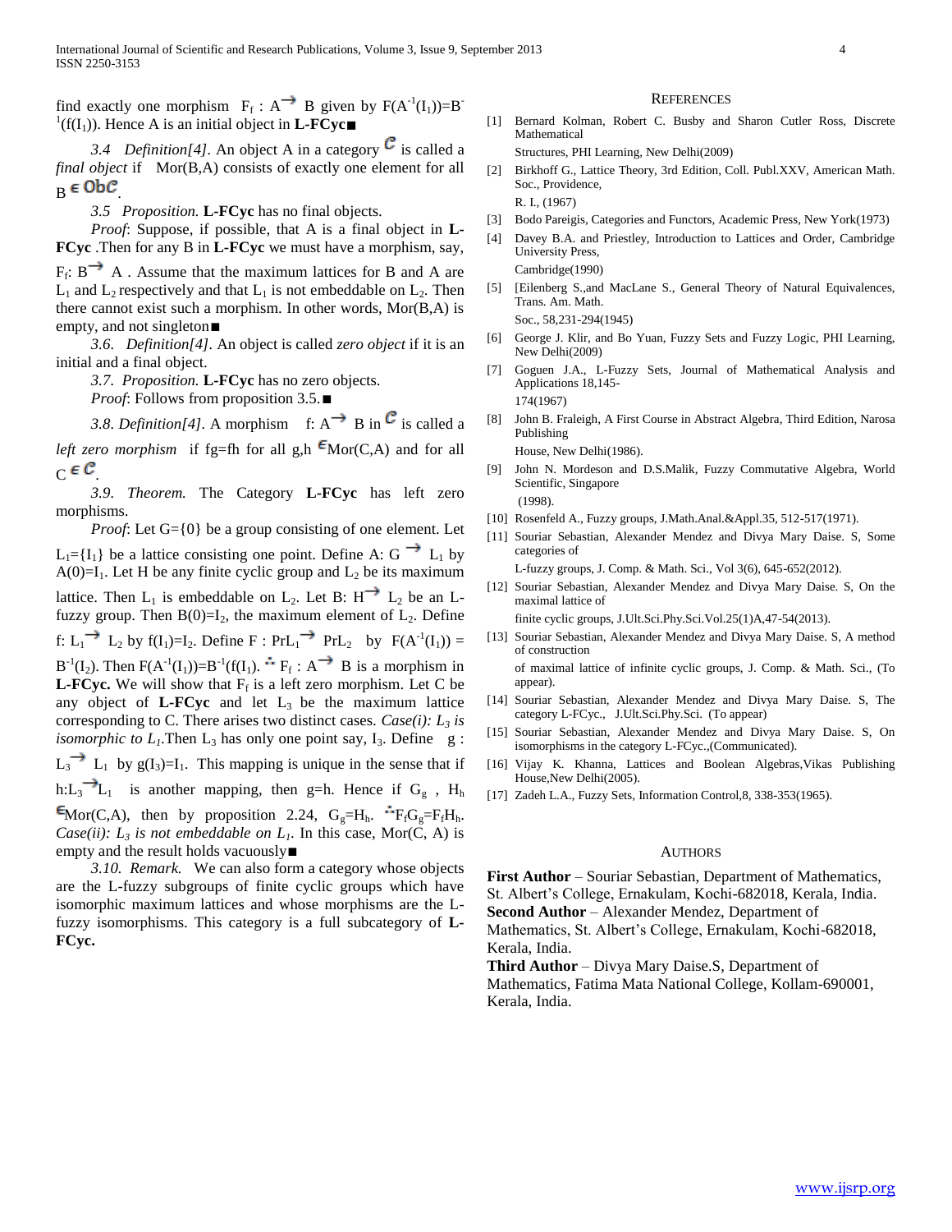find exactly one morphism $F_f : A \to B$ given by $F(A^{-1}(I_1))=B^{-1}(f(I_1))$. Hence A is an initial object in **L-FCyc**■

*3.4 Definition[4]*. An object A in a category $\mathcal{C}$ is called a *final object* if Mor(B,A) consists of exactly one element for all $B \in Ob\mathcal{C}$.

*3.5 Proposition.* **L-FCyc** has no final objects.

*Proof*: Suppose, if possible, that A is a final object in **L-FCyc** .Then for any B in **L-FCyc** we must have a morphism, say, $F_f: B \to A$ . Assume that the maximum lattices for B and A are $L_1$ and $L_2$ respectively and that $L_1$ is not embeddable on $L_2$. Then there cannot exist such a morphism. In other words, Mor(B,A) is empty, and not singleton■

*3.6. Definition[4]*. An object is called *zero object* if it is an initial and a final object.

*3.7. Proposition.* **L-FCyc** has no zero objects.

*Proof*: Follows from proposition 3.5.■

*3.8. Definition[4]*. A morphism $f: A \to B$ in $\mathcal{C}$ is called a *left zero morphism* if fg=fh for all g,h $\in$Mor(C,A) and for all $C \in \mathcal{C}$.

*3.9. Theorem.* The Category **L-FCyc** has left zero morphisms.

*Proof*: Let G={0} be a group consisting of one element. Let $L_1=\{I_1\}$ be a lattice consisting one point. Define $A: G \to L_1$ by $A(0)=I_1$. Let H be any finite cyclic group and $L_2$ be its maximum lattice. Then $L_1$ is embeddable on $L_2$. Let $B: H \to L_2$ be an L-fuzzy group. Then $B(0)=I_2$, the maximum element of $L_2$. Define $f: L_1 \to L_2$ by $f(I_1)=I_2$. Define $F : PrL_1 \to PrL_2$ by $F(A^{-1}(I_1)) = B^{-1}(I_2)$. Then $F(A^{-1}(I_1))=B^{-1}(f(I_1)$. ∴ $F_f : A \to B$ is a morphism in **L-FCyc.** We will show that $F_f$ is a left zero morphism. Let C be any object of **L-FCyc** and let $L_3$ be the maximum lattice corresponding to C. There arises two distinct cases. *Case(i): $L_3$ is isomorphic to $L_1$.*Then $L_3$ has only one point say, $I_3$. Define $g : L_3 \to L_1$ by $g(I_3)=I_1$. This mapping is unique in the sense that if $h:L_3 \to L_1$ is another mapping, then g=h. Hence if $G_g$ , $H_h$ $\in$Mor(C,A), then by proposition 2.24, $G_g=H_h$. ∴$F_fG_g=F_fH_h$. *Case(ii): $L_3$ is not embeddable on $L_1$.* In this case, Mor(C, A) is empty and the result holds vacuously■

*3.10. Remark.* We can also form a category whose objects are the L-fuzzy subgroups of finite cyclic groups which have isomorphic maximum lattices and whose morphisms are the L-fuzzy isomorphisms. This category is a full subcategory of **L-FCyc.**

## REFERENCES

[1] Bernard Kolman, Robert C. Busby and Sharon Cutler Ross, Discrete Mathematical Structures, PHI Learning, New Delhi(2009)

[2] Birkhoff G., Lattice Theory, 3rd Edition, Coll. Publ.XXV, American Math. Soc., Providence, R. I., (1967)

[3] Bodo Pareigis, Categories and Functors, Academic Press, New York(1973)

[4] Davey B.A. and Priestley, Introduction to Lattices and Order, Cambridge University Press, Cambridge(1990)

[5] [Eilenberg S.,and MacLane S., General Theory of Natural Equivalences, Trans. Am. Math. Soc., 58,231-294(1945)

[6] George J. Klir, and Bo Yuan, Fuzzy Sets and Fuzzy Logic, PHI Learning, New Delhi(2009)

[7] Goguen J.A., L-Fuzzy Sets, Journal of Mathematical Analysis and Applications 18,145-174(1967)

[8] John B. Fraleigh, A First Course in Abstract Algebra, Third Edition, Narosa Publishing House, New Delhi(1986).

[9] John N. Mordeson and D.S.Malik, Fuzzy Commutative Algebra, World Scientific, Singapore (1998).

[10] Rosenfeld A., Fuzzy groups, J.Math.Anal.&Appl.35, 512-517(1971).

[11] Souriar Sebastian, Alexander Mendez and Divya Mary Daise. S, Some categories of L-fuzzy groups, J. Comp. & Math. Sci., Vol 3(6), 645-652(2012).

[12] Souriar Sebastian, Alexander Mendez and Divya Mary Daise. S, On the maximal lattice of finite cyclic groups, J.Ult.Sci.Phy.Sci.Vol.25(1)A,47-54(2013).

[13] Souriar Sebastian, Alexander Mendez and Divya Mary Daise. S, A method of construction of maximal lattice of infinite cyclic groups, J. Comp. & Math. Sci., (To appear).

[14] Souriar Sebastian, Alexander Mendez and Divya Mary Daise. S, The category L-FCyc., J.Ult.Sci.Phy.Sci. (To appear)

[15] Souriar Sebastian, Alexander Mendez and Divya Mary Daise. S, On isomorphisms in the category L-FCyc.,(Communicated).

[16] Vijay K. Khanna, Lattices and Boolean Algebras,Vikas Publishing House,New Delhi(2005).

[17] Zadeh L.A., Fuzzy Sets, Information Control,8, 338-353(1965).

## AUTHORS

**First Author** – Souriar Sebastian, Department of Mathematics, St. Albert's College, Ernakulam, Kochi-682018, Kerala, India.

**Second Author** – Alexander Mendez, Department of Mathematics, St. Albert's College, Ernakulam, Kochi-682018, Kerala, India.

**Third Author** – Divya Mary Daise.S, Department of Mathematics, Fatima Mata National College, Kollam-690001, Kerala, India.